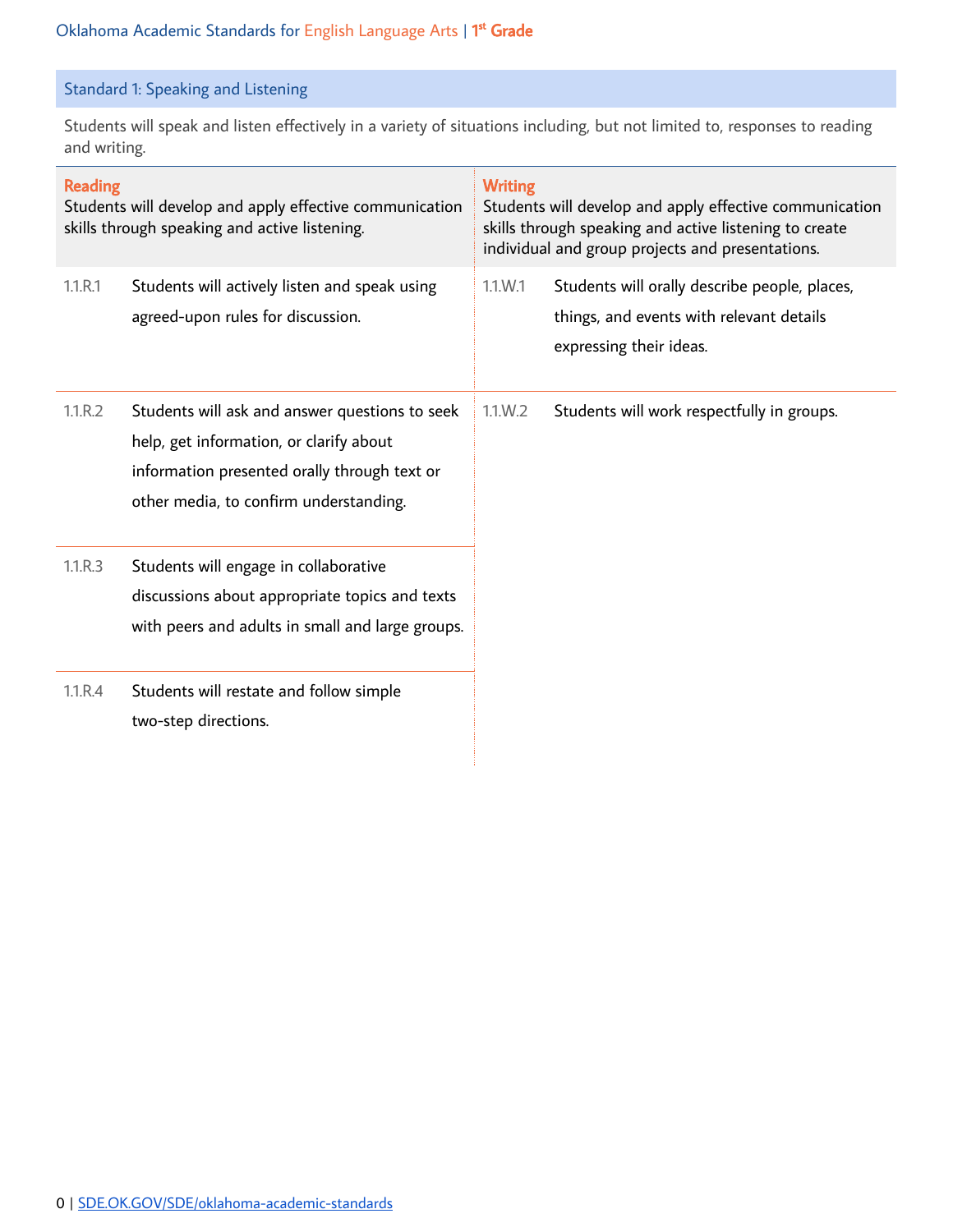## Standard 1: Speaking and Listening

Students will speak and listen effectively in a variety of situations including, but not limited to, responses to reading and writing.

| **Reading**<br>Students will develop and apply effective communication skills through speaking and active listening. | | **Writing**<br>Students will develop and apply effective communication skills through speaking and active listening to create individual and group projects and presentations. | |
|---|---|---|---|
| 1.1.R.1 | Students will actively listen and speak using agreed-upon rules for discussion. | 1.1.W.1 | Students will orally describe people, places, things, and events with relevant details expressing their ideas. |
| 1.1.R.2 | Students will ask and answer questions to seek help, get information, or clarify about information presented orally through text or other media, to confirm understanding. | 1.1.W.2 | Students will work respectfully in groups. |
| 1.1.R.3 | Students will engage in collaborative discussions about appropriate topics and texts with peers and adults in small and large groups. | | |
| 1.1.R.4 | Students will restate and follow simple two-step directions. | | |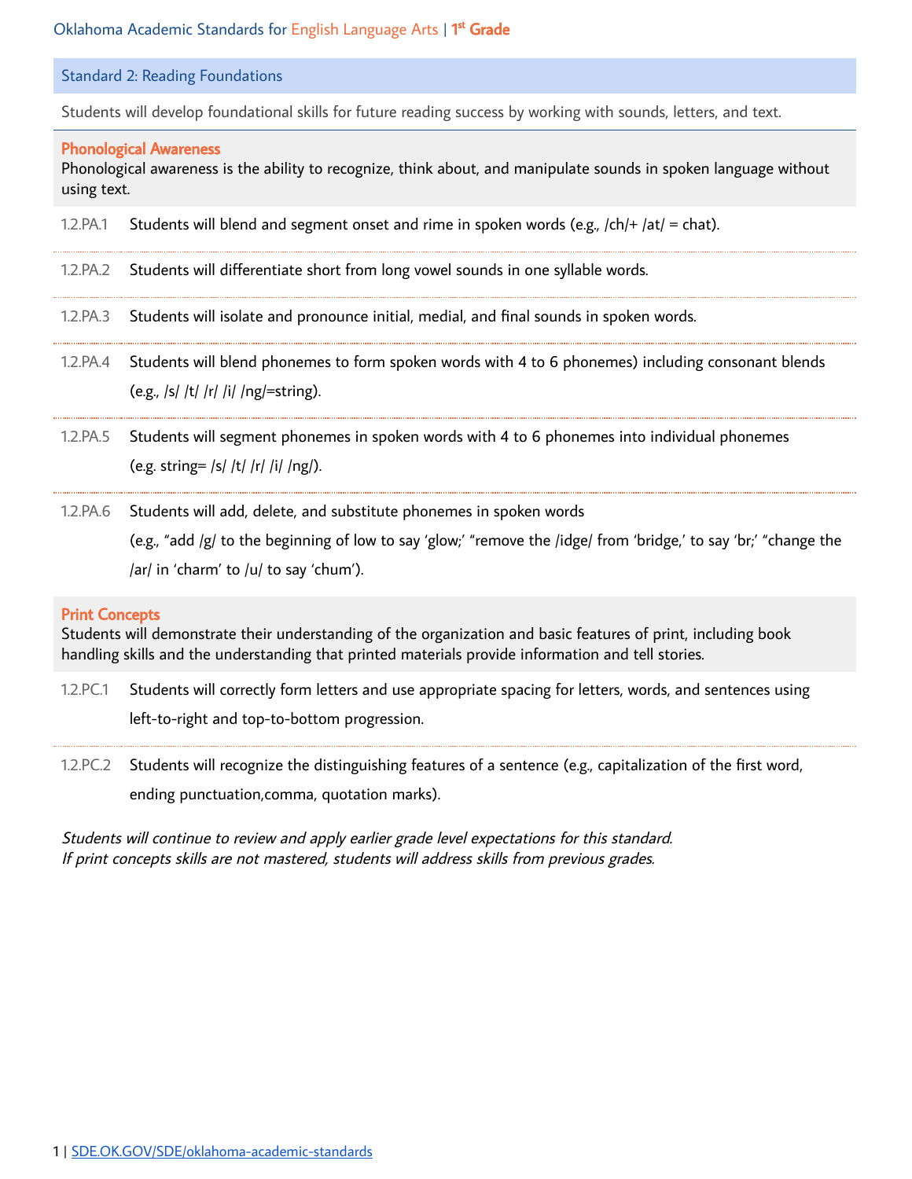## Standard 2: Reading Foundations

Students will develop foundational skills for future reading success by working with sounds, letters, and text.

### Phonological Awareness

Phonological awareness is the ability to recognize, think about, and manipulate sounds in spoken language without using text.

1.2.PA.1 Students will blend and segment onset and rime in spoken words (e.g., /ch/+ /at/ = chat).

1.2.PA.2 Students will differentiate short from long vowel sounds in one syllable words.

1.2.PA.3 Students will isolate and pronounce initial, medial, and final sounds in spoken words.

1.2.PA.4 Students will blend phonemes to form spoken words with 4 to 6 phonemes) including consonant blends (e.g., /s/ /t/ /r/ /i/ /ng/=string).

1.2.PA.5 Students will segment phonemes in spoken words with 4 to 6 phonemes into individual phonemes (e.g. string= /s/ /t/ /r/ /i/ /ng/).

1.2.PA.6 Students will add, delete, and substitute phonemes in spoken words (e.g., "add /g/ to the beginning of low to say 'glow;' "remove the /idge/ from 'bridge,' to say 'br;' "change the /ar/ in 'charm' to /u/ to say 'chum').

### Print Concepts

Students will demonstrate their understanding of the organization and basic features of print, including book handling skills and the understanding that printed materials provide information and tell stories.

1.2.PC.1 Students will correctly form letters and use appropriate spacing for letters, words, and sentences using left-to-right and top-to-bottom progression.

1.2.PC.2 Students will recognize the distinguishing features of a sentence (e.g., capitalization of the first word, ending punctuation,comma, quotation marks).

*Students will continue to review and apply earlier grade level expectations for this standard.*
*If print concepts skills are not mastered, students will address skills from previous grades.*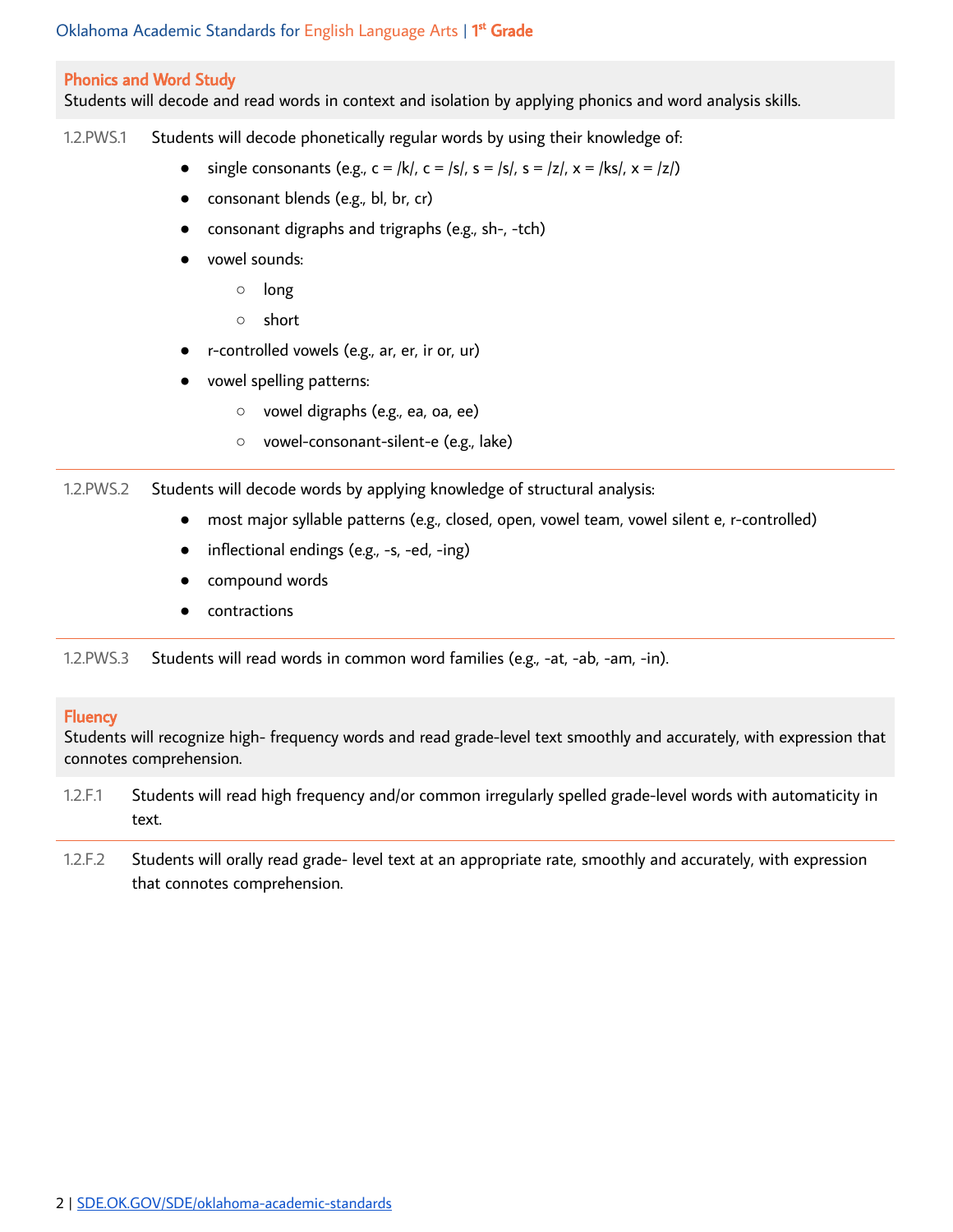## Phonics and Word Study

Students will decode and read words in context and isolation by applying phonics and word analysis skills.

**1.2.PWS.1** Students will decode phonetically regular words by using their knowledge of:

- single consonants (e.g., c = /k/, c = /s/, s = /s/, s = /z/, x = /ks/, x = /z/)
- consonant blends (e.g., bl, br, cr)
- consonant digraphs and trigraphs (e.g., sh-, -tch)
- vowel sounds:
  - long
  - short
- r-controlled vowels (e.g., ar, er, ir or, ur)
- vowel spelling patterns:
  - vowel digraphs (e.g., ea, oa, ee)
  - vowel-consonant-silent-e (e.g., lake)

**1.2.PWS.2** Students will decode words by applying knowledge of structural analysis:

- most major syllable patterns (e.g., closed, open, vowel team, vowel silent e, r-controlled)
- inflectional endings (e.g., -s, -ed, -ing)
- compound words
- contractions

**1.2.PWS.3** Students will read words in common word families (e.g., -at, -ab, -am, -in).

## Fluency

Students will recognize high- frequency words and read grade-level text smoothly and accurately, with expression that connotes comprehension.

**1.2.F.1** Students will read high frequency and/or common irregularly spelled grade-level words with automaticity in text.

**1.2.F.2** Students will orally read grade- level text at an appropriate rate, smoothly and accurately, with expression that connotes comprehension.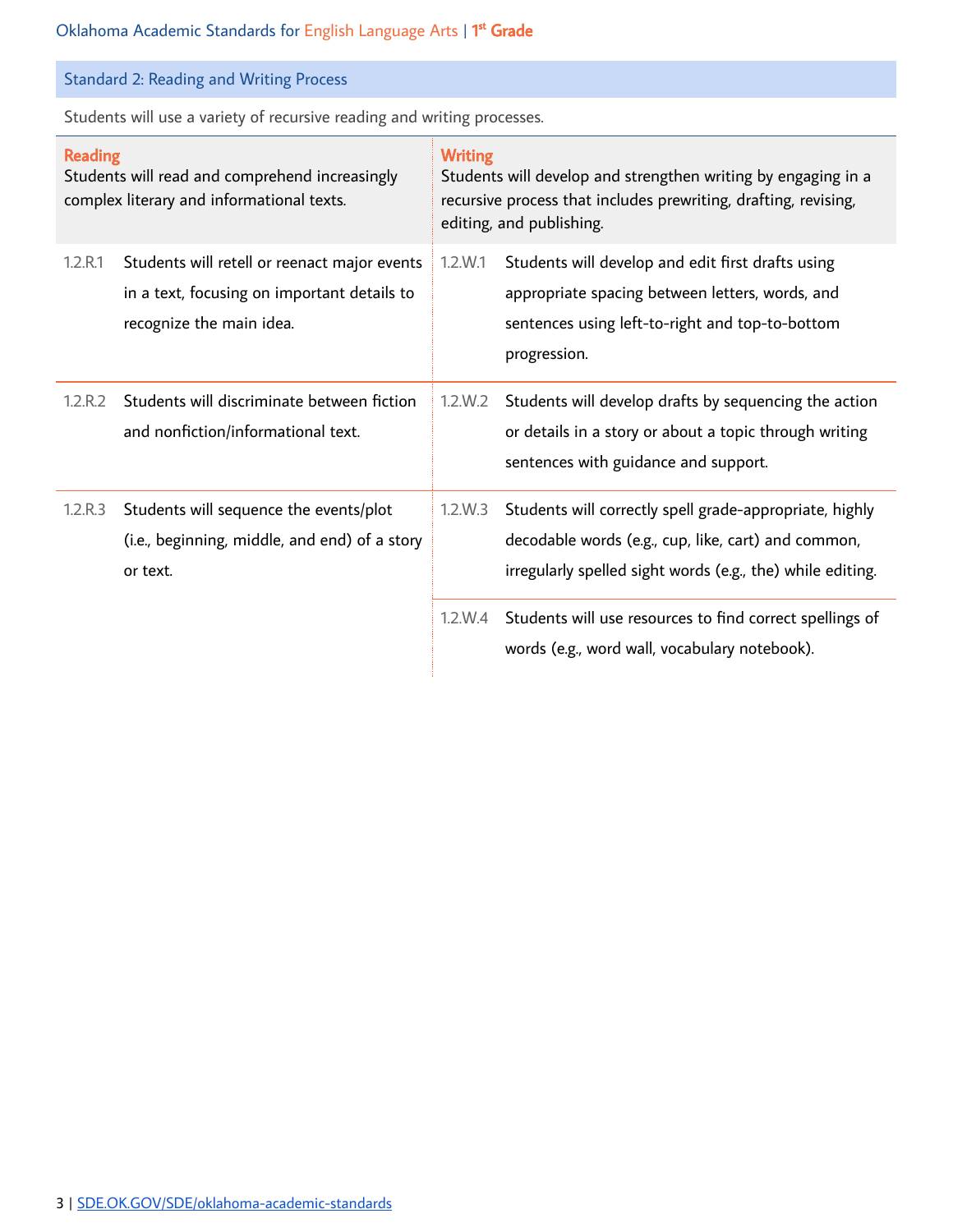## Standard 2: Reading and Writing Process

Students will use a variety of recursive reading and writing processes.

| **Reading**<br>Students will read and comprehend increasingly complex literary and informational texts. | | **Writing**<br>Students will develop and strengthen writing by engaging in a recursive process that includes prewriting, drafting, revising, editing, and publishing. | |
|---|---|---|---|
| 1.2.R.1 | Students will retell or reenact major events in a text, focusing on important details to recognize the main idea. | 1.2.W.1 | Students will develop and edit first drafts using appropriate spacing between letters, words, and sentences using left-to-right and top-to-bottom progression. |
| 1.2.R.2 | Students will discriminate between fiction and nonfiction/informational text. | 1.2.W.2 | Students will develop drafts by sequencing the action or details in a story or about a topic through writing sentences with guidance and support. |
| 1.2.R.3 | Students will sequence the events/plot (i.e., beginning, middle, and end) of a story or text. | 1.2.W.3 | Students will correctly spell grade-appropriate, highly decodable words (e.g., cup, like, cart) and common, irregularly spelled sight words (e.g., the) while editing. |
| | | 1.2.W.4 | Students will use resources to find correct spellings of words (e.g., word wall, vocabulary notebook). |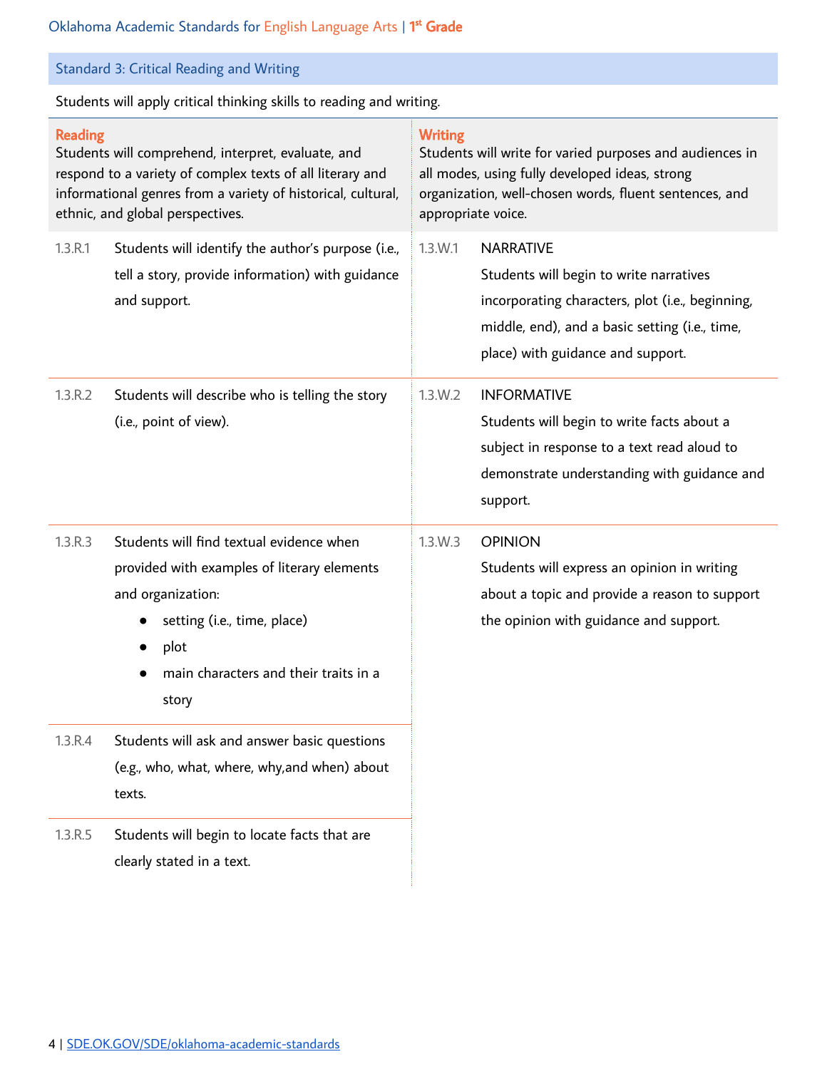## Standard 3: Critical Reading and Writing

Students will apply critical thinking skills to reading and writing.

### Reading

Students will comprehend, interpret, evaluate, and respond to a variety of complex texts of all literary and informational genres from a variety of historical, cultural, ethnic, and global perspectives.

**1.3.R.1** Students will identify the author's purpose (i.e., tell a story, provide information) with guidance and support.

**1.3.R.2** Students will describe who is telling the story (i.e., point of view).

**1.3.R.3** Students will find textual evidence when provided with examples of literary elements and organization:

- setting (i.e., time, place)
- plot
- main characters and their traits in a story

**1.3.R.4** Students will ask and answer basic questions (e.g., who, what, where, why,and when) about texts.

**1.3.R.5** Students will begin to locate facts that are clearly stated in a text.

### Writing

Students will write for varied purposes and audiences in all modes, using fully developed ideas, strong organization, well-chosen words, fluent sentences, and appropriate voice.

**1.3.W.1** NARRATIVE
Students will begin to write narratives incorporating characters, plot (i.e., beginning, middle, end), and a basic setting (i.e., time, place) with guidance and support.

**1.3.W.2** INFORMATIVE
Students will begin to write facts about a subject in response to a text read aloud to demonstrate understanding with guidance and support.

**1.3.W.3** OPINION
Students will express an opinion in writing about a topic and provide a reason to support the opinion with guidance and support.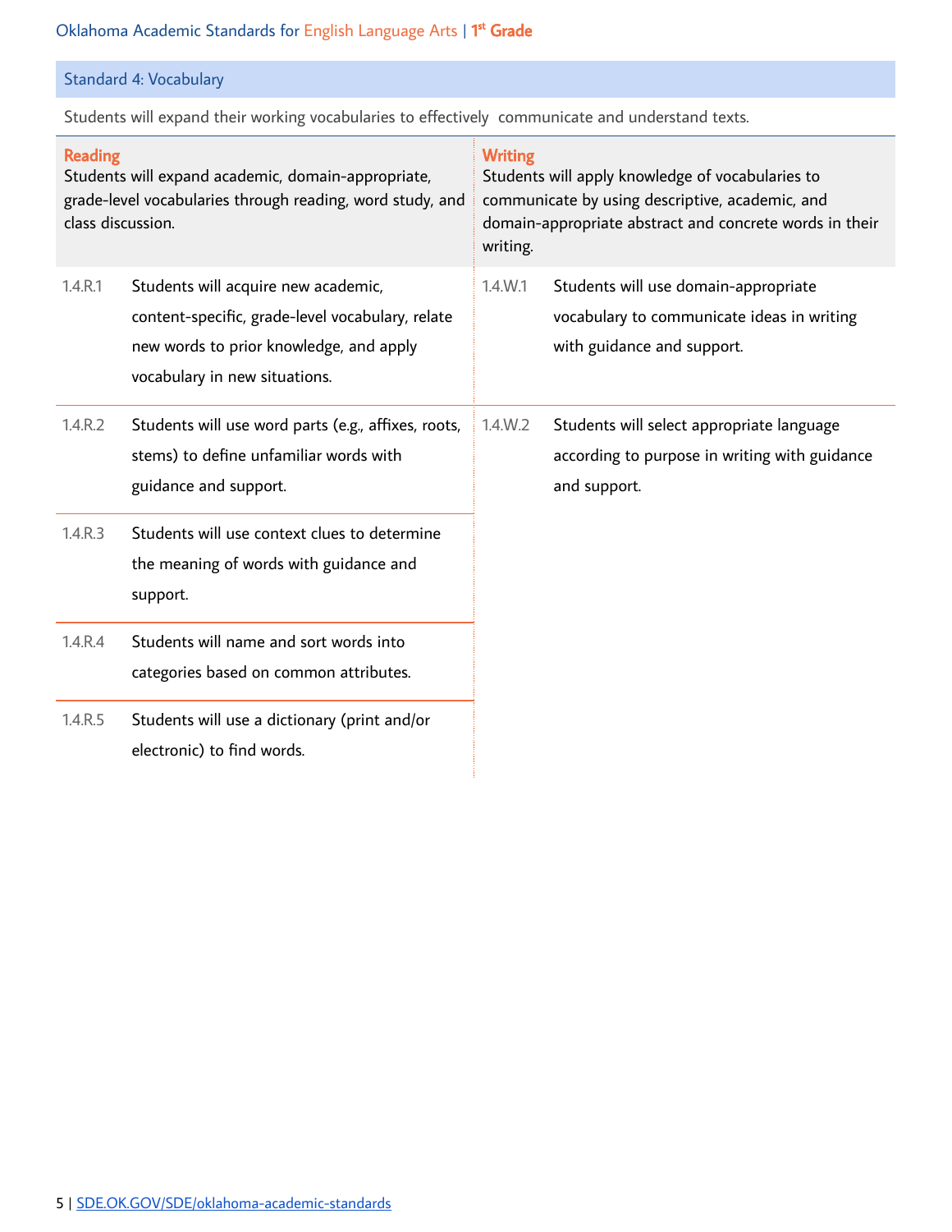## Standard 4: Vocabulary

Students will expand their working vocabularies to effectively communicate and understand texts.

| Reading | | Writing | |
|---|---|---|---|
| Students will expand academic, domain-appropriate, grade-level vocabularies through reading, word study, and class discussion. | | Students will apply knowledge of vocabularies to communicate by using descriptive, academic, and domain-appropriate abstract and concrete words in their writing. | |
| 1.4.R.1 | Students will acquire new academic, content-specific, grade-level vocabulary, relate new words to prior knowledge, and apply vocabulary in new situations. | 1.4.W.1 | Students will use domain-appropriate vocabulary to communicate ideas in writing with guidance and support. |
| 1.4.R.2 | Students will use word parts (e.g., affixes, roots, stems) to define unfamiliar words with guidance and support. | 1.4.W.2 | Students will select appropriate language according to purpose in writing with guidance and support. |
| 1.4.R.3 | Students will use context clues to determine the meaning of words with guidance and support. | | |
| 1.4.R.4 | Students will name and sort words into categories based on common attributes. | | |
| 1.4.R.5 | Students will use a dictionary (print and/or electronic) to find words. | | |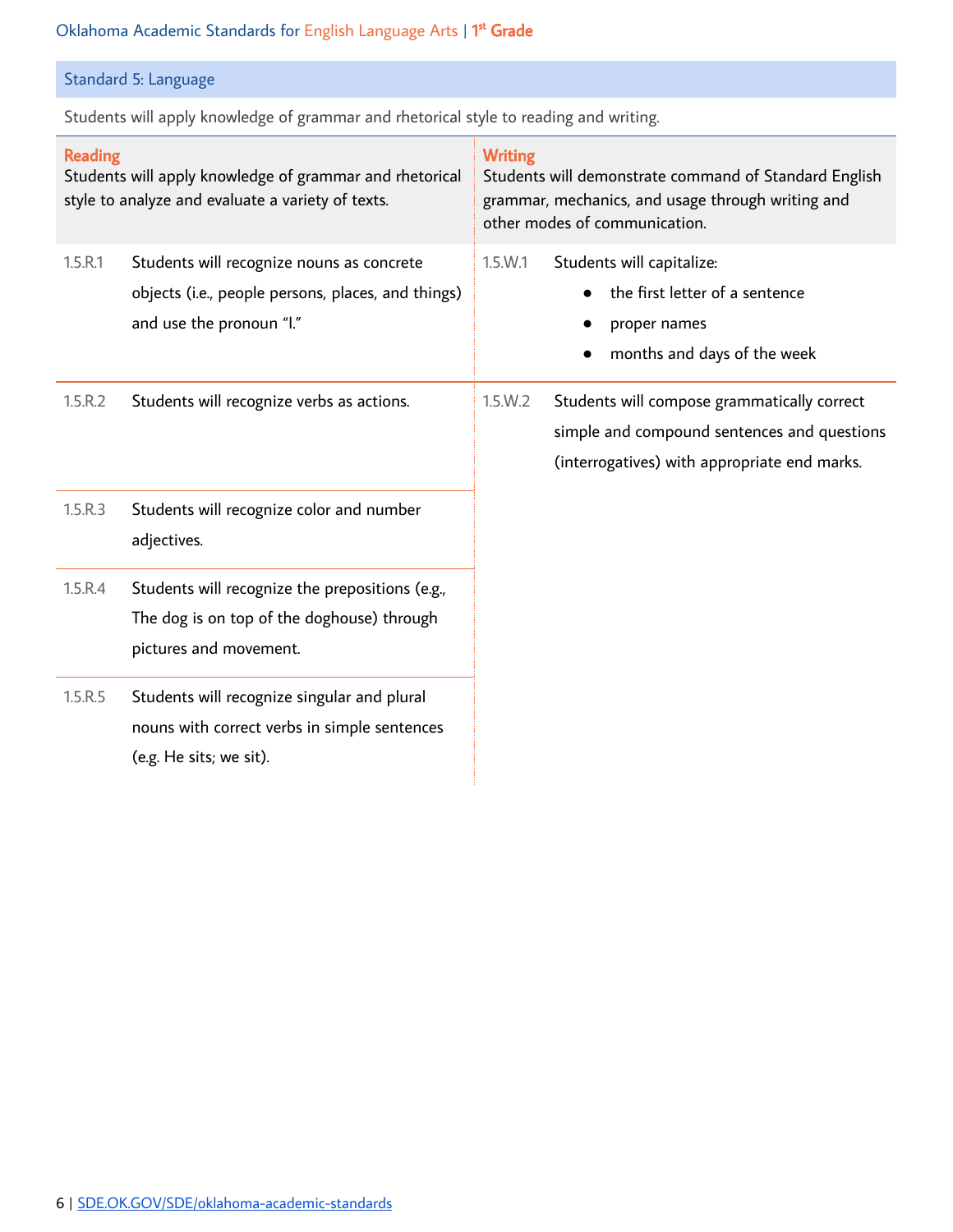## Standard 5: Language

Students will apply knowledge of grammar and rhetorical style to reading and writing.

| **Reading**<br>Students will apply knowledge of grammar and rhetorical style to analyze and evaluate a variety of texts. | | **Writing**<br>Students will demonstrate command of Standard English grammar, mechanics, and usage through writing and other modes of communication. | |
|---|---|---|---|
| 1.5.R.1 | Students will recognize nouns as concrete objects (i.e., people persons, places, and things) and use the pronoun "I." | 1.5.W.1 | Students will capitalize:<br>● the first letter of a sentence<br>● proper names<br>● months and days of the week |
| 1.5.R.2 | Students will recognize verbs as actions. | 1.5.W.2 | Students will compose grammatically correct simple and compound sentences and questions (interrogatives) with appropriate end marks. |
| 1.5.R.3 | Students will recognize color and number adjectives. | | |
| 1.5.R.4 | Students will recognize the prepositions (e.g., The dog is on top of the doghouse) through pictures and movement. | | |
| 1.5.R.5 | Students will recognize singular and plural nouns with correct verbs in simple sentences (e.g. He sits; we sit). | | |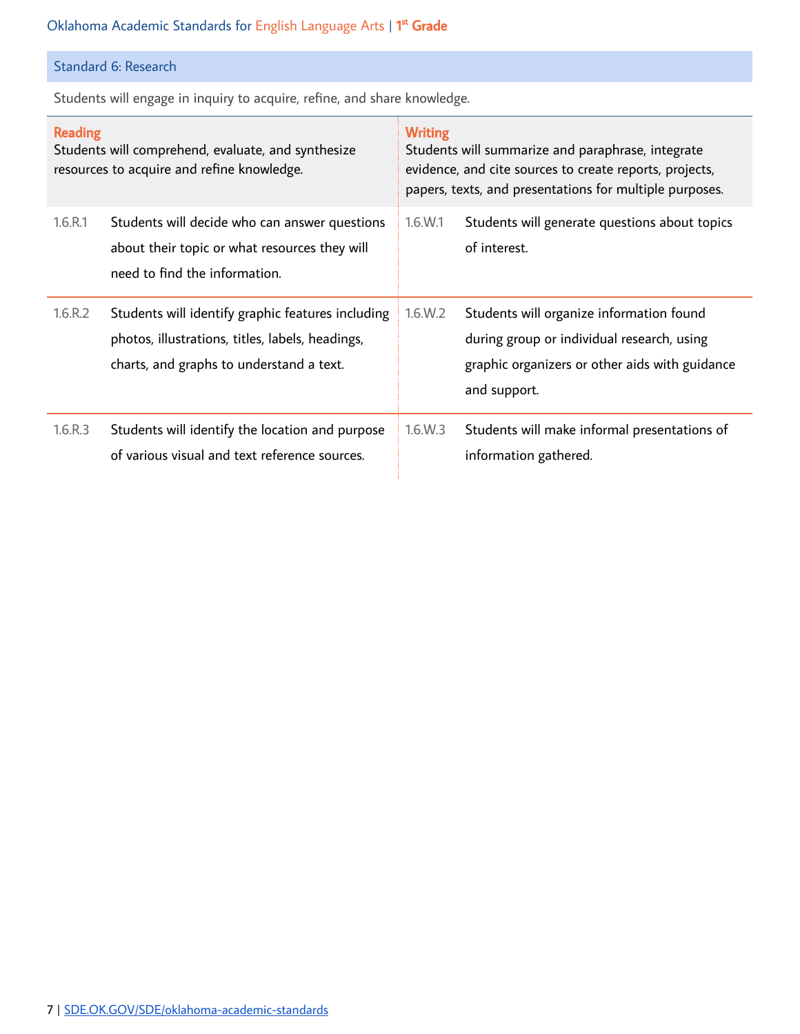## Standard 6: Research

Students will engage in inquiry to acquire, refine, and share knowledge.

| **Reading** Students will comprehend, evaluate, and synthesize resources to acquire and refine knowledge. | | **Writing** Students will summarize and paraphrase, integrate evidence, and cite sources to create reports, projects, papers, texts, and presentations for multiple purposes. | |
|---|---|---|---|
| 1.6.R.1 | Students will decide who can answer questions about their topic or what resources they will need to find the information. | 1.6.W.1 | Students will generate questions about topics of interest. |
| 1.6.R.2 | Students will identify graphic features including photos, illustrations, titles, labels, headings, charts, and graphs to understand a text. | 1.6.W.2 | Students will organize information found during group or individual research, using graphic organizers or other aids with guidance and support. |
| 1.6.R.3 | Students will identify the location and purpose of various visual and text reference sources. | 1.6.W.3 | Students will make informal presentations of information gathered. |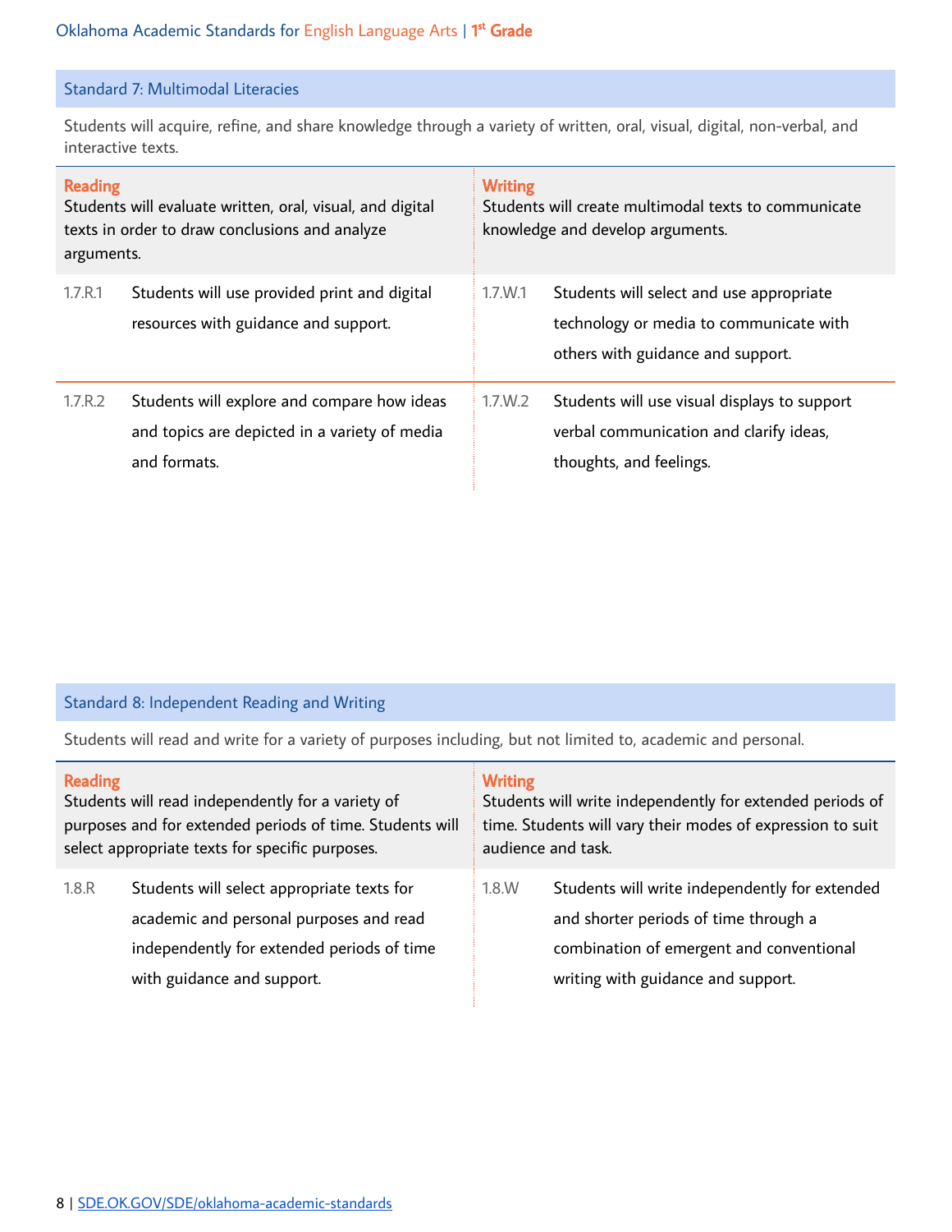## Standard 7: Multimodal Literacies

Students will acquire, refine, and share knowledge through a variety of written, oral, visual, digital, non-verbal, and interactive texts.

| **Reading**<br>Students will evaluate written, oral, visual, and digital texts in order to draw conclusions and analyze arguments. | | **Writing**<br>Students will create multimodal texts to communicate knowledge and develop arguments. | |
|---|---|---|---|
| 1.7.R.1 | Students will use provided print and digital resources with guidance and support. | 1.7.W.1 | Students will select and use appropriate technology or media to communicate with others with guidance and support. |
| 1.7.R.2 | Students will explore and compare how ideas and topics are depicted in a variety of media and formats. | 1.7.W.2 | Students will use visual displays to support verbal communication and clarify ideas, thoughts, and feelings. |

## Standard 8: Independent Reading and Writing

Students will read and write for a variety of purposes including, but not limited to, academic and personal.

| **Reading**<br>Students will read independently for a variety of purposes and for extended periods of time. Students will select appropriate texts for specific purposes. | | **Writing**<br>Students will write independently for extended periods of time. Students will vary their modes of expression to suit audience and task. | |
|---|---|---|---|
| 1.8.R | Students will select appropriate texts for academic and personal purposes and read independently for extended periods of time with guidance and support. | 1.8.W | Students will write independently for extended and shorter periods of time through a combination of emergent and conventional writing with guidance and support. |